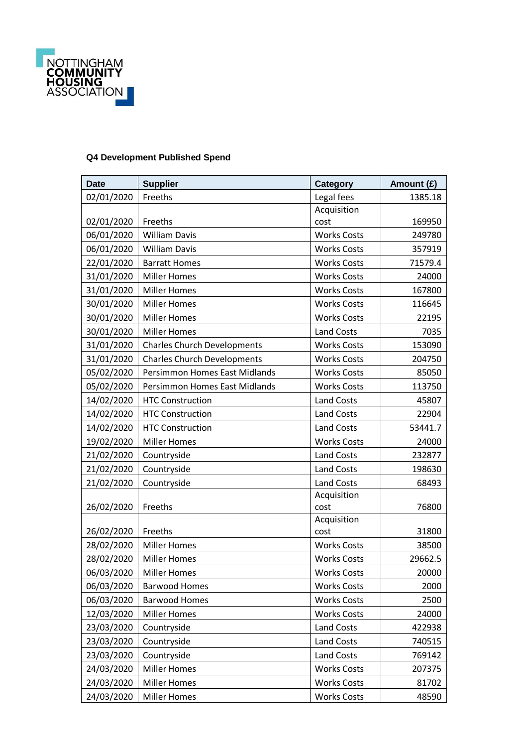NOTTINGHAM COMMUNITY HOUSING ASSOCIATION

**Q4 Development Published Spend**

| Date | Supplier | Category | Amount (£) |
|---|---|---|---|
| 02/01/2020 | Freeths | Legal fees | 1385.18 |
| 02/01/2020 | Freeths | Acquisition cost | 169950 |
| 06/01/2020 | William Davis | Works Costs | 249780 |
| 06/01/2020 | William Davis | Works Costs | 357919 |
| 22/01/2020 | Barratt Homes | Works Costs | 71579.4 |
| 31/01/2020 | Miller Homes | Works Costs | 24000 |
| 31/01/2020 | Miller Homes | Works Costs | 167800 |
| 30/01/2020 | Miller Homes | Works Costs | 116645 |
| 30/01/2020 | Miller Homes | Works Costs | 22195 |
| 30/01/2020 | Miller Homes | Land Costs | 7035 |
| 31/01/2020 | Charles Church Developments | Works Costs | 153090 |
| 31/01/2020 | Charles Church Developments | Works Costs | 204750 |
| 05/02/2020 | Persimmon Homes East Midlands | Works Costs | 85050 |
| 05/02/2020 | Persimmon Homes East Midlands | Works Costs | 113750 |
| 14/02/2020 | HTC Construction | Land Costs | 45807 |
| 14/02/2020 | HTC Construction | Land Costs | 22904 |
| 14/02/2020 | HTC Construction | Land Costs | 53441.7 |
| 19/02/2020 | Miller Homes | Works Costs | 24000 |
| 21/02/2020 | Countryside | Land Costs | 232877 |
| 21/02/2020 | Countryside | Land Costs | 198630 |
| 21/02/2020 | Countryside | Land Costs | 68493 |
| 26/02/2020 | Freeths | Acquisition cost | 76800 |
| 26/02/2020 | Freeths | Acquisition cost | 31800 |
| 28/02/2020 | Miller Homes | Works Costs | 38500 |
| 28/02/2020 | Miller Homes | Works Costs | 29662.5 |
| 06/03/2020 | Miller Homes | Works Costs | 20000 |
| 06/03/2020 | Barwood Homes | Works Costs | 2000 |
| 06/03/2020 | Barwood Homes | Works Costs | 2500 |
| 12/03/2020 | Miller Homes | Works Costs | 24000 |
| 23/03/2020 | Countryside | Land Costs | 422938 |
| 23/03/2020 | Countryside | Land Costs | 740515 |
| 23/03/2020 | Countryside | Land Costs | 769142 |
| 24/03/2020 | Miller Homes | Works Costs | 207375 |
| 24/03/2020 | Miller Homes | Works Costs | 81702 |
| 24/03/2020 | Miller Homes | Works Costs | 48590 |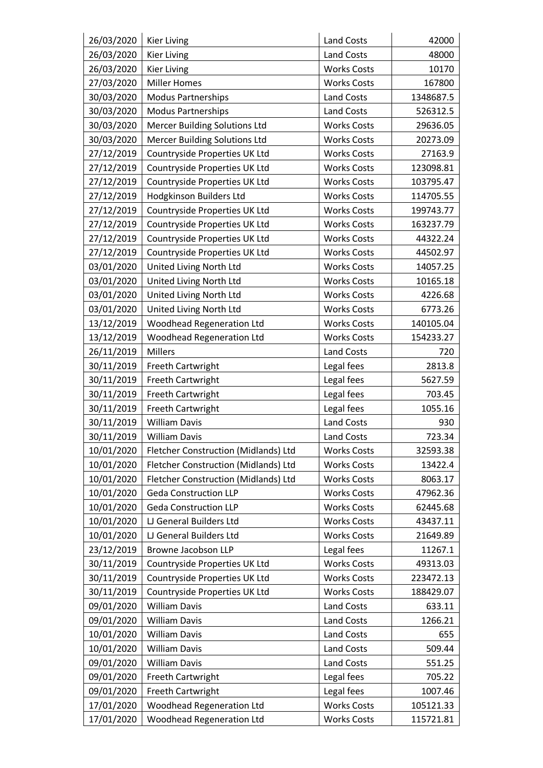| 26/03/2020 | Kier Living | Land Costs | 42000 |
|---|---|---|---|
| 26/03/2020 | Kier Living | Land Costs | 48000 |
| 26/03/2020 | Kier Living | Works Costs | 10170 |
| 27/03/2020 | Miller Homes | Works Costs | 167800 |
| 30/03/2020 | Modus Partnerships | Land Costs | 1348687.5 |
| 30/03/2020 | Modus Partnerships | Land Costs | 526312.5 |
| 30/03/2020 | Mercer Building Solutions Ltd | Works Costs | 29636.05 |
| 30/03/2020 | Mercer Building Solutions Ltd | Works Costs | 20273.09 |
| 27/12/2019 | Countryside Properties UK Ltd | Works Costs | 27163.9 |
| 27/12/2019 | Countryside Properties UK Ltd | Works Costs | 123098.81 |
| 27/12/2019 | Countryside Properties UK Ltd | Works Costs | 103795.47 |
| 27/12/2019 | Hodgkinson Builders Ltd | Works Costs | 114705.55 |
| 27/12/2019 | Countryside Properties UK Ltd | Works Costs | 199743.77 |
| 27/12/2019 | Countryside Properties UK Ltd | Works Costs | 163237.79 |
| 27/12/2019 | Countryside Properties UK Ltd | Works Costs | 44322.24 |
| 27/12/2019 | Countryside Properties UK Ltd | Works Costs | 44502.97 |
| 03/01/2020 | United Living North Ltd | Works Costs | 14057.25 |
| 03/01/2020 | United Living North Ltd | Works Costs | 10165.18 |
| 03/01/2020 | United Living North Ltd | Works Costs | 4226.68 |
| 03/01/2020 | United Living North Ltd | Works Costs | 6773.26 |
| 13/12/2019 | Woodhead Regeneration Ltd | Works Costs | 140105.04 |
| 13/12/2019 | Woodhead Regeneration Ltd | Works Costs | 154233.27 |
| 26/11/2019 | Millers | Land Costs | 720 |
| 30/11/2019 | Freeth Cartwright | Legal fees | 2813.8 |
| 30/11/2019 | Freeth Cartwright | Legal fees | 5627.59 |
| 30/11/2019 | Freeth Cartwright | Legal fees | 703.45 |
| 30/11/2019 | Freeth Cartwright | Legal fees | 1055.16 |
| 30/11/2019 | William Davis | Land Costs | 930 |
| 30/11/2019 | William Davis | Land Costs | 723.34 |
| 10/01/2020 | Fletcher Construction (Midlands) Ltd | Works Costs | 32593.38 |
| 10/01/2020 | Fletcher Construction (Midlands) Ltd | Works Costs | 13422.4 |
| 10/01/2020 | Fletcher Construction (Midlands) Ltd | Works Costs | 8063.17 |
| 10/01/2020 | Geda Construction LLP | Works Costs | 47962.36 |
| 10/01/2020 | Geda Construction LLP | Works Costs | 62445.68 |
| 10/01/2020 | LJ General Builders Ltd | Works Costs | 43437.11 |
| 10/01/2020 | LJ General Builders Ltd | Works Costs | 21649.89 |
| 23/12/2019 | Browne Jacobson LLP | Legal fees | 11267.1 |
| 30/11/2019 | Countryside Properties UK Ltd | Works Costs | 49313.03 |
| 30/11/2019 | Countryside Properties UK Ltd | Works Costs | 223472.13 |
| 30/11/2019 | Countryside Properties UK Ltd | Works Costs | 188429.07 |
| 09/01/2020 | William Davis | Land Costs | 633.11 |
| 09/01/2020 | William Davis | Land Costs | 1266.21 |
| 10/01/2020 | William Davis | Land Costs | 655 |
| 10/01/2020 | William Davis | Land Costs | 509.44 |
| 09/01/2020 | William Davis | Land Costs | 551.25 |
| 09/01/2020 | Freeth Cartwright | Legal fees | 705.22 |
| 09/01/2020 | Freeth Cartwright | Legal fees | 1007.46 |
| 17/01/2020 | Woodhead Regeneration Ltd | Works Costs | 105121.33 |
| 17/01/2020 | Woodhead Regeneration Ltd | Works Costs | 115721.81 |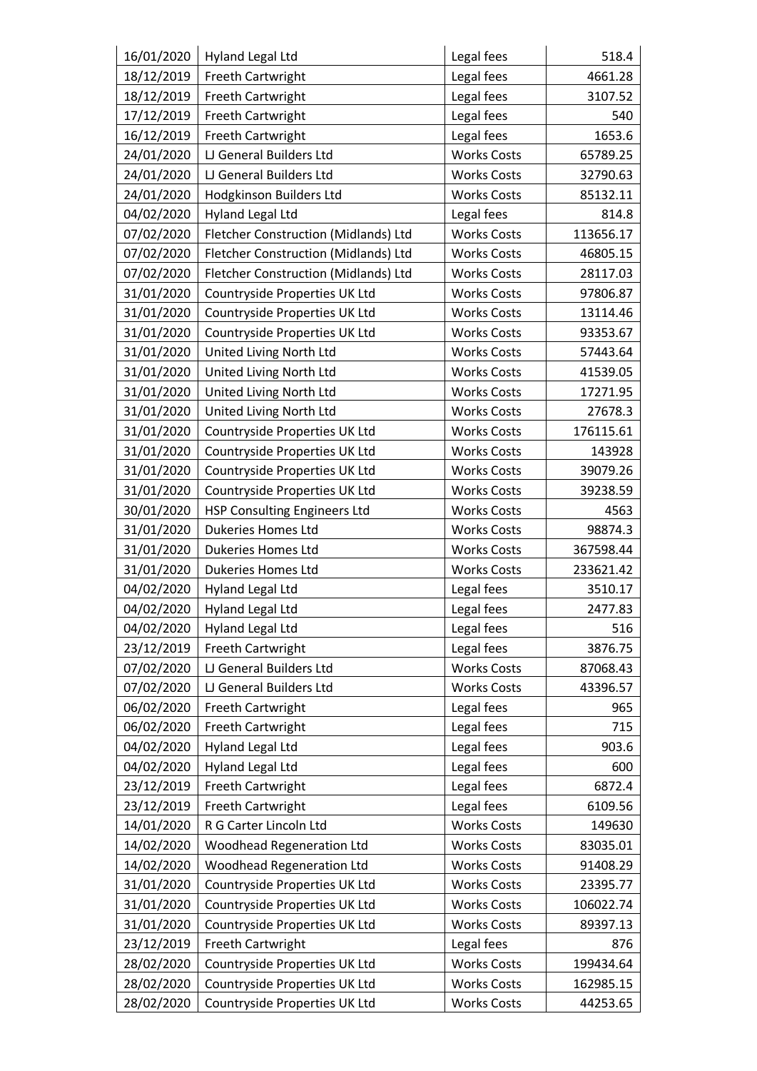| 16/01/2020 | Hyland Legal Ltd | Legal fees | 518.4 |
|---|---|---|---|
| 18/12/2019 | Freeth Cartwright | Legal fees | 4661.28 |
| 18/12/2019 | Freeth Cartwright | Legal fees | 3107.52 |
| 17/12/2019 | Freeth Cartwright | Legal fees | 540 |
| 16/12/2019 | Freeth Cartwright | Legal fees | 1653.6 |
| 24/01/2020 | LJ General Builders Ltd | Works Costs | 65789.25 |
| 24/01/2020 | LJ General Builders Ltd | Works Costs | 32790.63 |
| 24/01/2020 | Hodgkinson Builders Ltd | Works Costs | 85132.11 |
| 04/02/2020 | Hyland Legal Ltd | Legal fees | 814.8 |
| 07/02/2020 | Fletcher Construction (Midlands) Ltd | Works Costs | 113656.17 |
| 07/02/2020 | Fletcher Construction (Midlands) Ltd | Works Costs | 46805.15 |
| 07/02/2020 | Fletcher Construction (Midlands) Ltd | Works Costs | 28117.03 |
| 31/01/2020 | Countryside Properties UK Ltd | Works Costs | 97806.87 |
| 31/01/2020 | Countryside Properties UK Ltd | Works Costs | 13114.46 |
| 31/01/2020 | Countryside Properties UK Ltd | Works Costs | 93353.67 |
| 31/01/2020 | United Living North Ltd | Works Costs | 57443.64 |
| 31/01/2020 | United Living North Ltd | Works Costs | 41539.05 |
| 31/01/2020 | United Living North Ltd | Works Costs | 17271.95 |
| 31/01/2020 | United Living North Ltd | Works Costs | 27678.3 |
| 31/01/2020 | Countryside Properties UK Ltd | Works Costs | 176115.61 |
| 31/01/2020 | Countryside Properties UK Ltd | Works Costs | 143928 |
| 31/01/2020 | Countryside Properties UK Ltd | Works Costs | 39079.26 |
| 31/01/2020 | Countryside Properties UK Ltd | Works Costs | 39238.59 |
| 30/01/2020 | HSP Consulting Engineers Ltd | Works Costs | 4563 |
| 31/01/2020 | Dukeries Homes Ltd | Works Costs | 98874.3 |
| 31/01/2020 | Dukeries Homes Ltd | Works Costs | 367598.44 |
| 31/01/2020 | Dukeries Homes Ltd | Works Costs | 233621.42 |
| 04/02/2020 | Hyland Legal Ltd | Legal fees | 3510.17 |
| 04/02/2020 | Hyland Legal Ltd | Legal fees | 2477.83 |
| 04/02/2020 | Hyland Legal Ltd | Legal fees | 516 |
| 23/12/2019 | Freeth Cartwright | Legal fees | 3876.75 |
| 07/02/2020 | LJ General Builders Ltd | Works Costs | 87068.43 |
| 07/02/2020 | LJ General Builders Ltd | Works Costs | 43396.57 |
| 06/02/2020 | Freeth Cartwright | Legal fees | 965 |
| 06/02/2020 | Freeth Cartwright | Legal fees | 715 |
| 04/02/2020 | Hyland Legal Ltd | Legal fees | 903.6 |
| 04/02/2020 | Hyland Legal Ltd | Legal fees | 600 |
| 23/12/2019 | Freeth Cartwright | Legal fees | 6872.4 |
| 23/12/2019 | Freeth Cartwright | Legal fees | 6109.56 |
| 14/01/2020 | R G Carter Lincoln Ltd | Works Costs | 149630 |
| 14/02/2020 | Woodhead Regeneration Ltd | Works Costs | 83035.01 |
| 14/02/2020 | Woodhead Regeneration Ltd | Works Costs | 91408.29 |
| 31/01/2020 | Countryside Properties UK Ltd | Works Costs | 23395.77 |
| 31/01/2020 | Countryside Properties UK Ltd | Works Costs | 106022.74 |
| 31/01/2020 | Countryside Properties UK Ltd | Works Costs | 89397.13 |
| 23/12/2019 | Freeth Cartwright | Legal fees | 876 |
| 28/02/2020 | Countryside Properties UK Ltd | Works Costs | 199434.64 |
| 28/02/2020 | Countryside Properties UK Ltd | Works Costs | 162985.15 |
| 28/02/2020 | Countryside Properties UK Ltd | Works Costs | 44253.65 |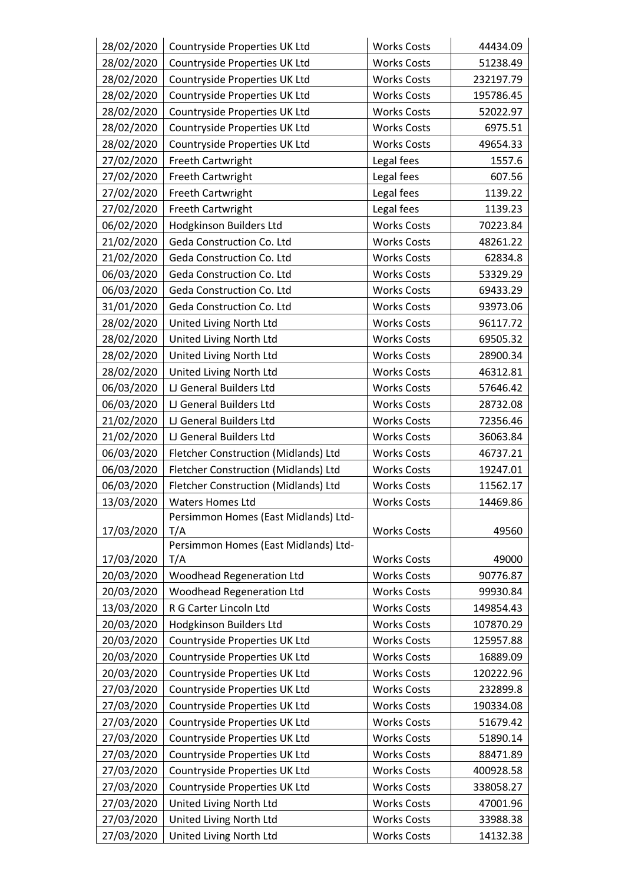| 28/02/2020 | Countryside Properties UK Ltd | Works Costs | 44434.09 |
|---|---|---|---|
| 28/02/2020 | Countryside Properties UK Ltd | Works Costs | 51238.49 |
| 28/02/2020 | Countryside Properties UK Ltd | Works Costs | 232197.79 |
| 28/02/2020 | Countryside Properties UK Ltd | Works Costs | 195786.45 |
| 28/02/2020 | Countryside Properties UK Ltd | Works Costs | 52022.97 |
| 28/02/2020 | Countryside Properties UK Ltd | Works Costs | 6975.51 |
| 28/02/2020 | Countryside Properties UK Ltd | Works Costs | 49654.33 |
| 27/02/2020 | Freeth Cartwright | Legal fees | 1557.6 |
| 27/02/2020 | Freeth Cartwright | Legal fees | 607.56 |
| 27/02/2020 | Freeth Cartwright | Legal fees | 1139.22 |
| 27/02/2020 | Freeth Cartwright | Legal fees | 1139.23 |
| 06/02/2020 | Hodgkinson Builders Ltd | Works Costs | 70223.84 |
| 21/02/2020 | Geda Construction Co. Ltd | Works Costs | 48261.22 |
| 21/02/2020 | Geda Construction Co. Ltd | Works Costs | 62834.8 |
| 06/03/2020 | Geda Construction Co. Ltd | Works Costs | 53329.29 |
| 06/03/2020 | Geda Construction Co. Ltd | Works Costs | 69433.29 |
| 31/01/2020 | Geda Construction Co. Ltd | Works Costs | 93973.06 |
| 28/02/2020 | United Living North Ltd | Works Costs | 96117.72 |
| 28/02/2020 | United Living North Ltd | Works Costs | 69505.32 |
| 28/02/2020 | United Living North Ltd | Works Costs | 28900.34 |
| 28/02/2020 | United Living North Ltd | Works Costs | 46312.81 |
| 06/03/2020 | LJ General Builders Ltd | Works Costs | 57646.42 |
| 06/03/2020 | LJ General Builders Ltd | Works Costs | 28732.08 |
| 21/02/2020 | LJ General Builders Ltd | Works Costs | 72356.46 |
| 21/02/2020 | LJ General Builders Ltd | Works Costs | 36063.84 |
| 06/03/2020 | Fletcher Construction (Midlands) Ltd | Works Costs | 46737.21 |
| 06/03/2020 | Fletcher Construction (Midlands) Ltd | Works Costs | 19247.01 |
| 06/03/2020 | Fletcher Construction (Midlands) Ltd | Works Costs | 11562.17 |
| 13/03/2020 | Waters Homes Ltd | Works Costs | 14469.86 |
| 17/03/2020 | Persimmon Homes (East Midlands) Ltd-T/A | Works Costs | 49560 |
| 17/03/2020 | Persimmon Homes (East Midlands) Ltd-T/A | Works Costs | 49000 |
| 20/03/2020 | Woodhead Regeneration Ltd | Works Costs | 90776.87 |
| 20/03/2020 | Woodhead Regeneration Ltd | Works Costs | 99930.84 |
| 13/03/2020 | R G Carter Lincoln Ltd | Works Costs | 149854.43 |
| 20/03/2020 | Hodgkinson Builders Ltd | Works Costs | 107870.29 |
| 20/03/2020 | Countryside Properties UK Ltd | Works Costs | 125957.88 |
| 20/03/2020 | Countryside Properties UK Ltd | Works Costs | 16889.09 |
| 20/03/2020 | Countryside Properties UK Ltd | Works Costs | 120222.96 |
| 27/03/2020 | Countryside Properties UK Ltd | Works Costs | 232899.8 |
| 27/03/2020 | Countryside Properties UK Ltd | Works Costs | 190334.08 |
| 27/03/2020 | Countryside Properties UK Ltd | Works Costs | 51679.42 |
| 27/03/2020 | Countryside Properties UK Ltd | Works Costs | 51890.14 |
| 27/03/2020 | Countryside Properties UK Ltd | Works Costs | 88471.89 |
| 27/03/2020 | Countryside Properties UK Ltd | Works Costs | 400928.58 |
| 27/03/2020 | Countryside Properties UK Ltd | Works Costs | 338058.27 |
| 27/03/2020 | United Living North Ltd | Works Costs | 47001.96 |
| 27/03/2020 | United Living North Ltd | Works Costs | 33988.38 |
| 27/03/2020 | United Living North Ltd | Works Costs | 14132.38 |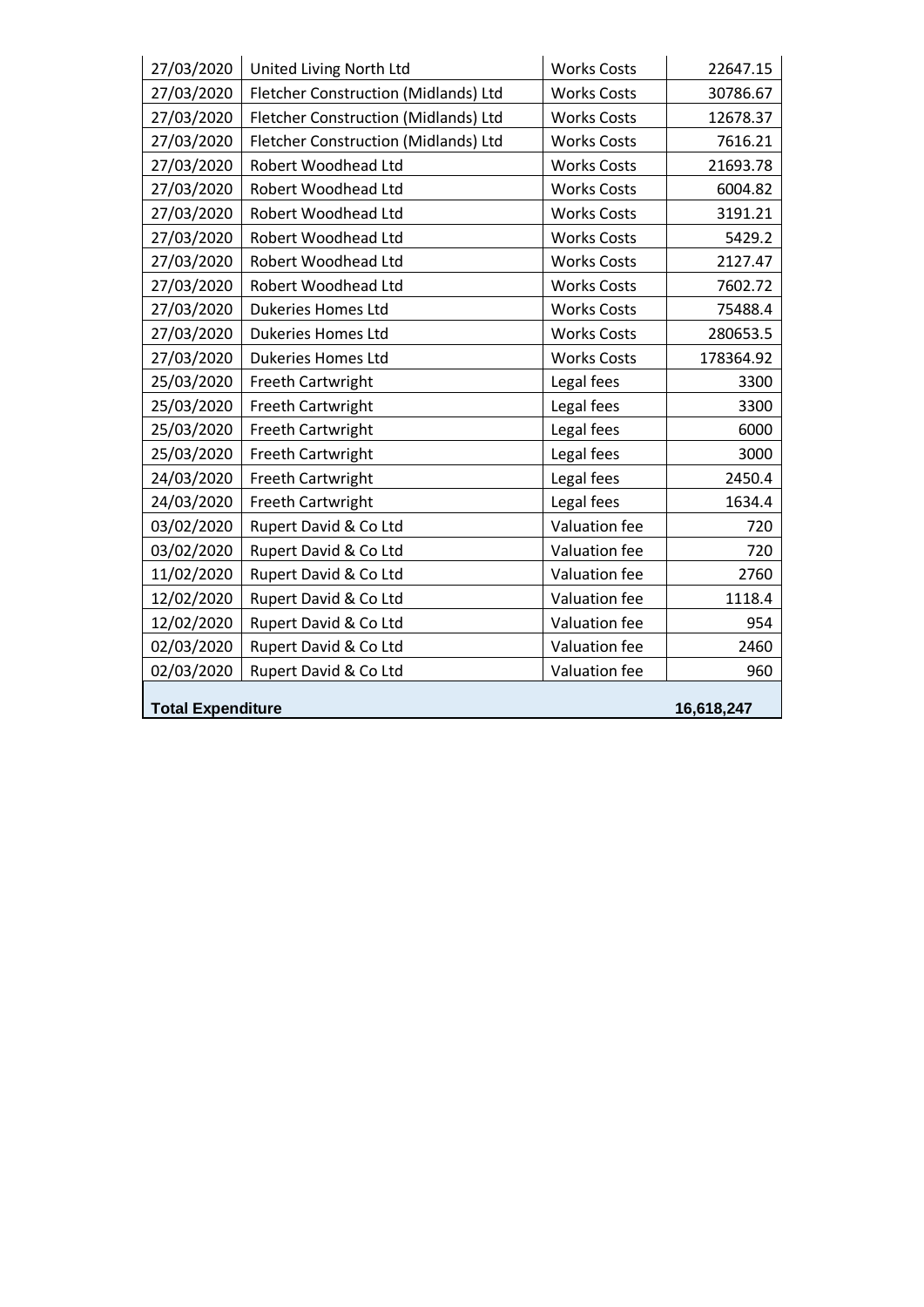| | | | |
|---|---|---|---|
| 27/03/2020 | United Living North Ltd | Works Costs | 22647.15 |
| 27/03/2020 | Fletcher Construction (Midlands) Ltd | Works Costs | 30786.67 |
| 27/03/2020 | Fletcher Construction (Midlands) Ltd | Works Costs | 12678.37 |
| 27/03/2020 | Fletcher Construction (Midlands) Ltd | Works Costs | 7616.21 |
| 27/03/2020 | Robert Woodhead Ltd | Works Costs | 21693.78 |
| 27/03/2020 | Robert Woodhead Ltd | Works Costs | 6004.82 |
| 27/03/2020 | Robert Woodhead Ltd | Works Costs | 3191.21 |
| 27/03/2020 | Robert Woodhead Ltd | Works Costs | 5429.2 |
| 27/03/2020 | Robert Woodhead Ltd | Works Costs | 2127.47 |
| 27/03/2020 | Robert Woodhead Ltd | Works Costs | 7602.72 |
| 27/03/2020 | Dukeries Homes Ltd | Works Costs | 75488.4 |
| 27/03/2020 | Dukeries Homes Ltd | Works Costs | 280653.5 |
| 27/03/2020 | Dukeries Homes Ltd | Works Costs | 178364.92 |
| 25/03/2020 | Freeth Cartwright | Legal fees | 3300 |
| 25/03/2020 | Freeth Cartwright | Legal fees | 3300 |
| 25/03/2020 | Freeth Cartwright | Legal fees | 6000 |
| 25/03/2020 | Freeth Cartwright | Legal fees | 3000 |
| 24/03/2020 | Freeth Cartwright | Legal fees | 2450.4 |
| 24/03/2020 | Freeth Cartwright | Legal fees | 1634.4 |
| 03/02/2020 | Rupert David & Co Ltd | Valuation fee | 720 |
| 03/02/2020 | Rupert David & Co Ltd | Valuation fee | 720 |
| 11/02/2020 | Rupert David & Co Ltd | Valuation fee | 2760 |
| 12/02/2020 | Rupert David & Co Ltd | Valuation fee | 1118.4 |
| 12/02/2020 | Rupert David & Co Ltd | Valuation fee | 954 |
| 02/03/2020 | Rupert David & Co Ltd | Valuation fee | 2460 |
| 02/03/2020 | Rupert David & Co Ltd | Valuation fee | 960 |
| **Total Expenditure** | | | **16,618,247** |